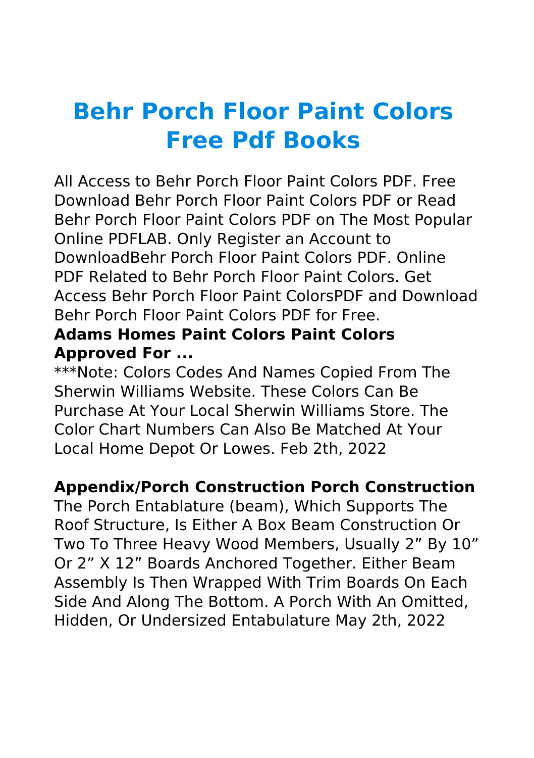# Behr Porch Floor Paint Colors Free Pdf Books

All Access to Behr Porch Floor Paint Colors PDF. Free Download Behr Porch Floor Paint Colors PDF or Read Behr Porch Floor Paint Colors PDF on The Most Popular Online PDFLAB. Only Register an Account to DownloadBehr Porch Floor Paint Colors PDF. Online PDF Related to Behr Porch Floor Paint Colors. Get Access Behr Porch Floor Paint ColorsPDF and Download Behr Porch Floor Paint Colors PDF for Free.

**Adams Homes Paint Colors Paint Colors Approved For ...**

***Note: Colors Codes And Names Copied From The Sherwin Williams Website. These Colors Can Be Purchase At Your Local Sherwin Williams Store. The Color Chart Numbers Can Also Be Matched At Your Local Home Depot Or Lowes. Feb 2th, 2022

**Appendix/Porch Construction Porch Construction**

The Porch Entablature (beam), Which Supports The Roof Structure, Is Either A Box Beam Construction Or Two To Three Heavy Wood Members, Usually 2" By 10" Or 2" X 12" Boards Anchored Together. Either Beam Assembly Is Then Wrapped With Trim Boards On Each Side And Along The Bottom. A Porch With An Omitted, Hidden, Or Undersized Entabulature May 2th, 2022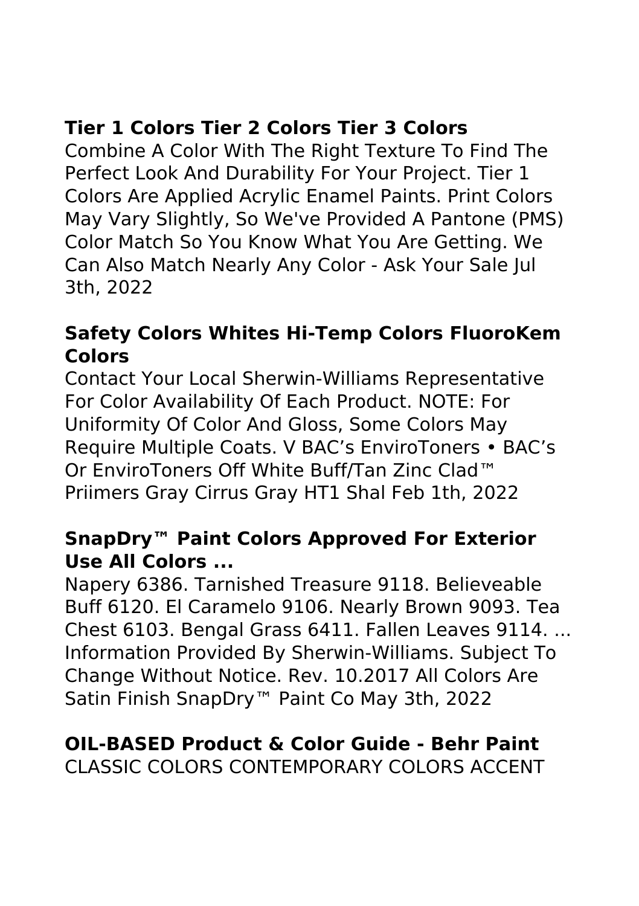## Tier 1 Colors Tier 2 Colors Tier 3 Colors

Combine A Color With The Right Texture To Find The Perfect Look And Durability For Your Project. Tier 1 Colors Are Applied Acrylic Enamel Paints. Print Colors May Vary Slightly, So We've Provided A Pantone (PMS) Color Match So You Know What You Are Getting. We Can Also Match Nearly Any Color - Ask Your Sale Jul 3th, 2022

## Safety Colors Whites Hi-Temp Colors FluoroKem Colors

Contact Your Local Sherwin-Williams Representative For Color Availability Of Each Product. NOTE: For Uniformity Of Color And Gloss, Some Colors May Require Multiple Coats. V BAC's EnviroToners • BAC's Or EnviroToners Off White Buff/Tan Zinc Clad™ Priimers Gray Cirrus Gray HT1 Shal Feb 1th, 2022

## SnapDry™ Paint Colors Approved For Exterior Use All Colors ...

Napery 6386. Tarnished Treasure 9118. Believeable Buff 6120. El Caramelo 9106. Nearly Brown 9093. Tea Chest 6103. Bengal Grass 6411. Fallen Leaves 9114. ... Information Provided By Sherwin-Williams. Subject To Change Without Notice. Rev. 10.2017 All Colors Are Satin Finish SnapDry™ Paint Co May 3th, 2022

## OIL-BASED Product & Color Guide - Behr Paint

CLASSIC COLORS CONTEMPORARY COLORS ACCENT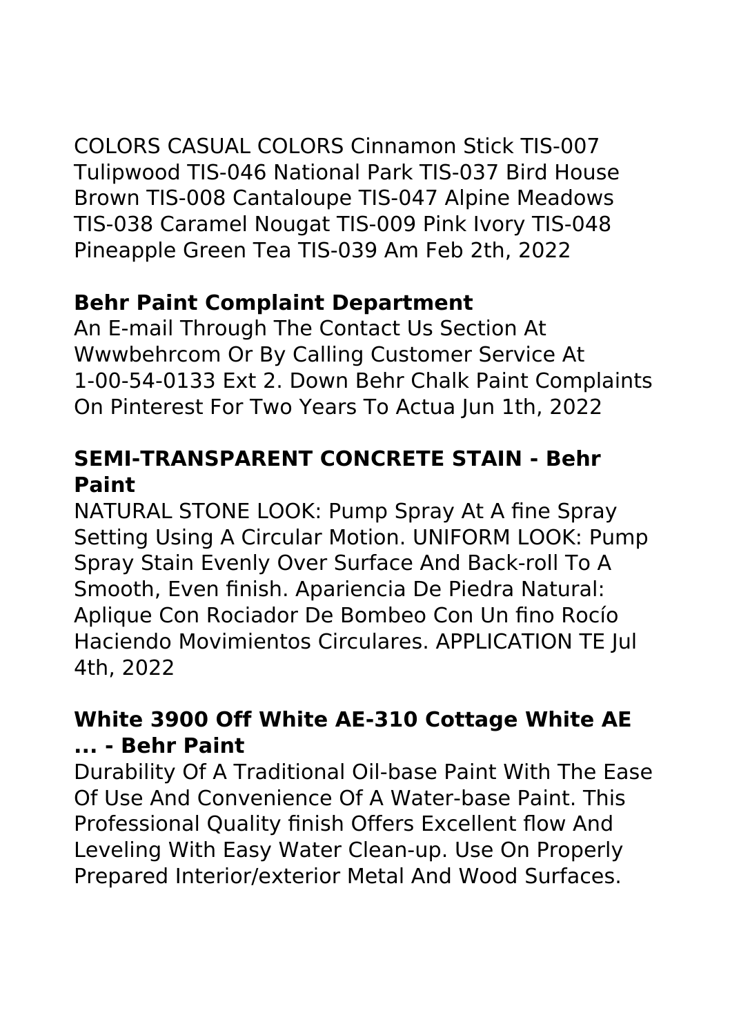COLORS CASUAL COLORS Cinnamon Stick TIS-007 Tulipwood TIS-046 National Park TIS-037 Bird House Brown TIS-008 Cantaloupe TIS-047 Alpine Meadows TIS-038 Caramel Nougat TIS-009 Pink Ivory TIS-048 Pineapple Green Tea TIS-039 Am Feb 2th, 2022

### Behr Paint Complaint Department

An E-mail Through The Contact Us Section At Wwwbehrcom Or By Calling Customer Service At 1-00-54-0133 Ext 2. Down Behr Chalk Paint Complaints On Pinterest For Two Years To Actua Jun 1th, 2022

### SEMI-TRANSPARENT CONCRETE STAIN - Behr Paint

NATURAL STONE LOOK: Pump Spray At A fine Spray Setting Using A Circular Motion. UNIFORM LOOK: Pump Spray Stain Evenly Over Surface And Back-roll To A Smooth, Even finish. Apariencia De Piedra Natural: Aplique Con Rociador De Bombeo Con Un fino Rocío Haciendo Movimientos Circulares. APPLICATION TE Jul 4th, 2022

### White 3900 Off White AE-310 Cottage White AE ... - Behr Paint

Durability Of A Traditional Oil-base Paint With The Ease Of Use And Convenience Of A Water-base Paint. This Professional Quality finish Offers Excellent flow And Leveling With Easy Water Clean-up. Use On Properly Prepared Interior/exterior Metal And Wood Surfaces.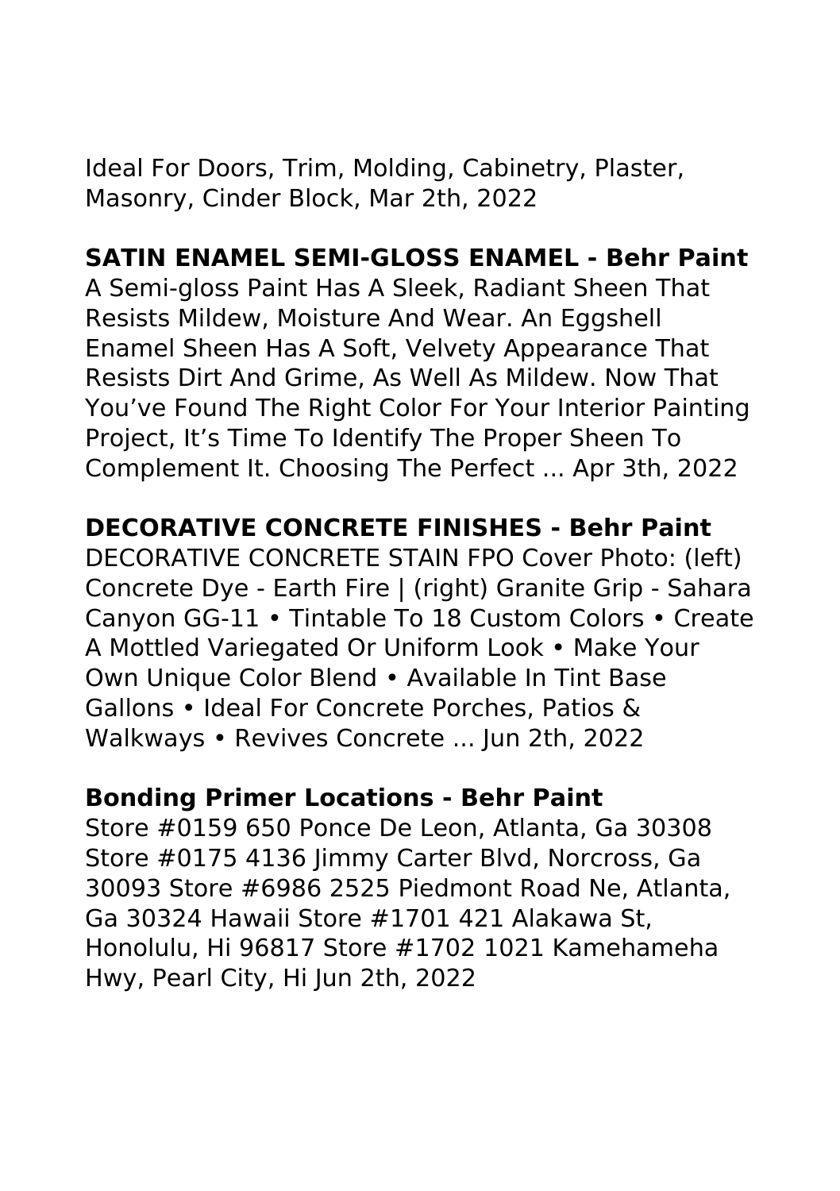Ideal For Doors, Trim, Molding, Cabinetry, Plaster, Masonry, Cinder Block, Mar 2th, 2022

**SATIN ENAMEL SEMI-GLOSS ENAMEL - Behr Paint**

A Semi-gloss Paint Has A Sleek, Radiant Sheen That Resists Mildew, Moisture And Wear. An Eggshell Enamel Sheen Has A Soft, Velvety Appearance That Resists Dirt And Grime, As Well As Mildew. Now That You've Found The Right Color For Your Interior Painting Project, It's Time To Identify The Proper Sheen To Complement It. Choosing The Perfect ... Apr 3th, 2022

**DECORATIVE CONCRETE FINISHES - Behr Paint**

DECORATIVE CONCRETE STAIN FPO Cover Photo: (left) Concrete Dye - Earth Fire | (right) Granite Grip - Sahara Canyon GG-11 • Tintable To 18 Custom Colors • Create A Mottled Variegated Or Uniform Look • Make Your Own Unique Color Blend • Available In Tint Base Gallons • Ideal For Concrete Porches, Patios & Walkways • Revives Concrete ... Jun 2th, 2022

**Bonding Primer Locations - Behr Paint**

Store #0159 650 Ponce De Leon, Atlanta, Ga 30308 Store #0175 4136 Jimmy Carter Blvd, Norcross, Ga 30093 Store #6986 2525 Piedmont Road Ne, Atlanta, Ga 30324 Hawaii Store #1701 421 Alakawa St, Honolulu, Hi 96817 Store #1702 1021 Kamehameha Hwy, Pearl City, Hi Jun 2th, 2022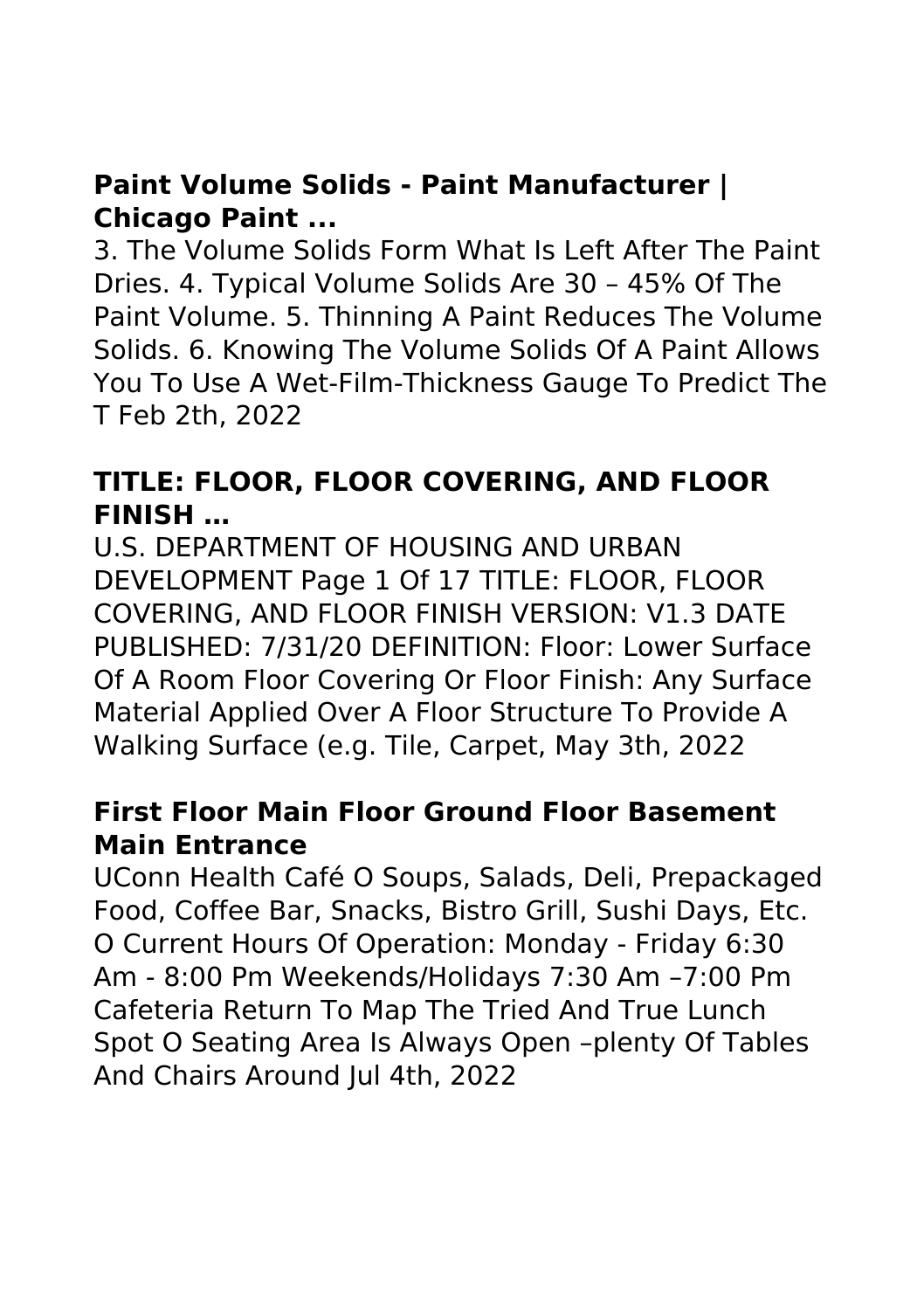## Paint Volume Solids - Paint Manufacturer | Chicago Paint ...

3. The Volume Solids Form What Is Left After The Paint Dries. 4. Typical Volume Solids Are 30 – 45% Of The Paint Volume. 5. Thinning A Paint Reduces The Volume Solids. 6. Knowing The Volume Solids Of A Paint Allows You To Use A Wet-Film-Thickness Gauge To Predict The T Feb 2th, 2022

## TITLE: FLOOR, FLOOR COVERING, AND FLOOR FINISH …

U.S. DEPARTMENT OF HOUSING AND URBAN DEVELOPMENT Page 1 Of 17 TITLE: FLOOR, FLOOR COVERING, AND FLOOR FINISH VERSION: V1.3 DATE PUBLISHED: 7/31/20 DEFINITION: Floor: Lower Surface Of A Room Floor Covering Or Floor Finish: Any Surface Material Applied Over A Floor Structure To Provide A Walking Surface (e.g. Tile, Carpet, May 3th, 2022

## First Floor Main Floor Ground Floor Basement Main Entrance

UConn Health Café O Soups, Salads, Deli, Prepackaged Food, Coffee Bar, Snacks, Bistro Grill, Sushi Days, Etc. O Current Hours Of Operation: Monday - Friday 6:30 Am - 8:00 Pm Weekends/Holidays 7:30 Am –7:00 Pm Cafeteria Return To Map The Tried And True Lunch Spot O Seating Area Is Always Open –plenty Of Tables And Chairs Around Jul 4th, 2022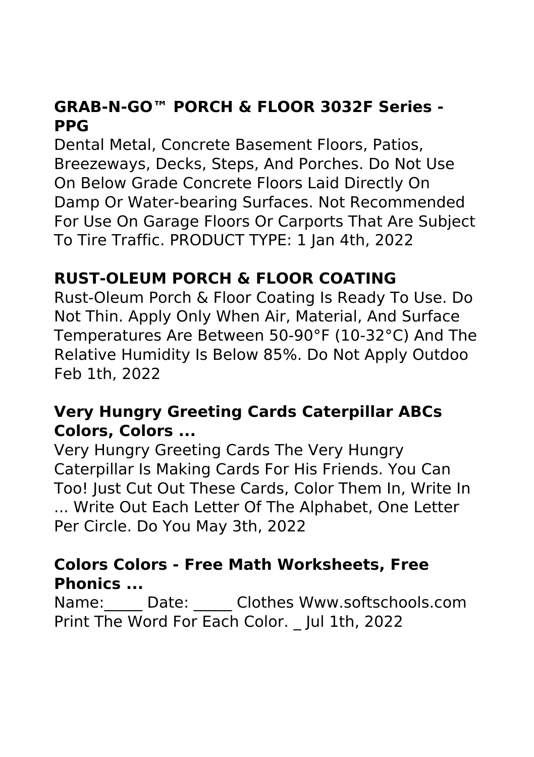### GRAB-N-GO™ PORCH & FLOOR 3032F Series - PPG

Dental Metal, Concrete Basement Floors, Patios, Breezeways, Decks, Steps, And Porches. Do Not Use On Below Grade Concrete Floors Laid Directly On Damp Or Water-bearing Surfaces. Not Recommended For Use On Garage Floors Or Carports That Are Subject To Tire Traffic. PRODUCT TYPE: 1 Jan 4th, 2022

### RUST-OLEUM PORCH & FLOOR COATING

Rust-Oleum Porch & Floor Coating Is Ready To Use. Do Not Thin. Apply Only When Air, Material, And Surface Temperatures Are Between 50-90°F (10-32°C) And The Relative Humidity Is Below 85%. Do Not Apply Outdoo Feb 1th, 2022

### Very Hungry Greeting Cards Caterpillar ABCs Colors, Colors ...

Very Hungry Greeting Cards The Very Hungry Caterpillar Is Making Cards For His Friends. You Can Too! Just Cut Out These Cards, Color Them In, Write In ... Write Out Each Letter Of The Alphabet, One Letter Per Circle. Do You May 3th, 2022

### Colors Colors - Free Math Worksheets, Free Phonics ...

Name:_____ Date: _____ Clothes Www.softschools.com Print The Word For Each Color. _ Jul 1th, 2022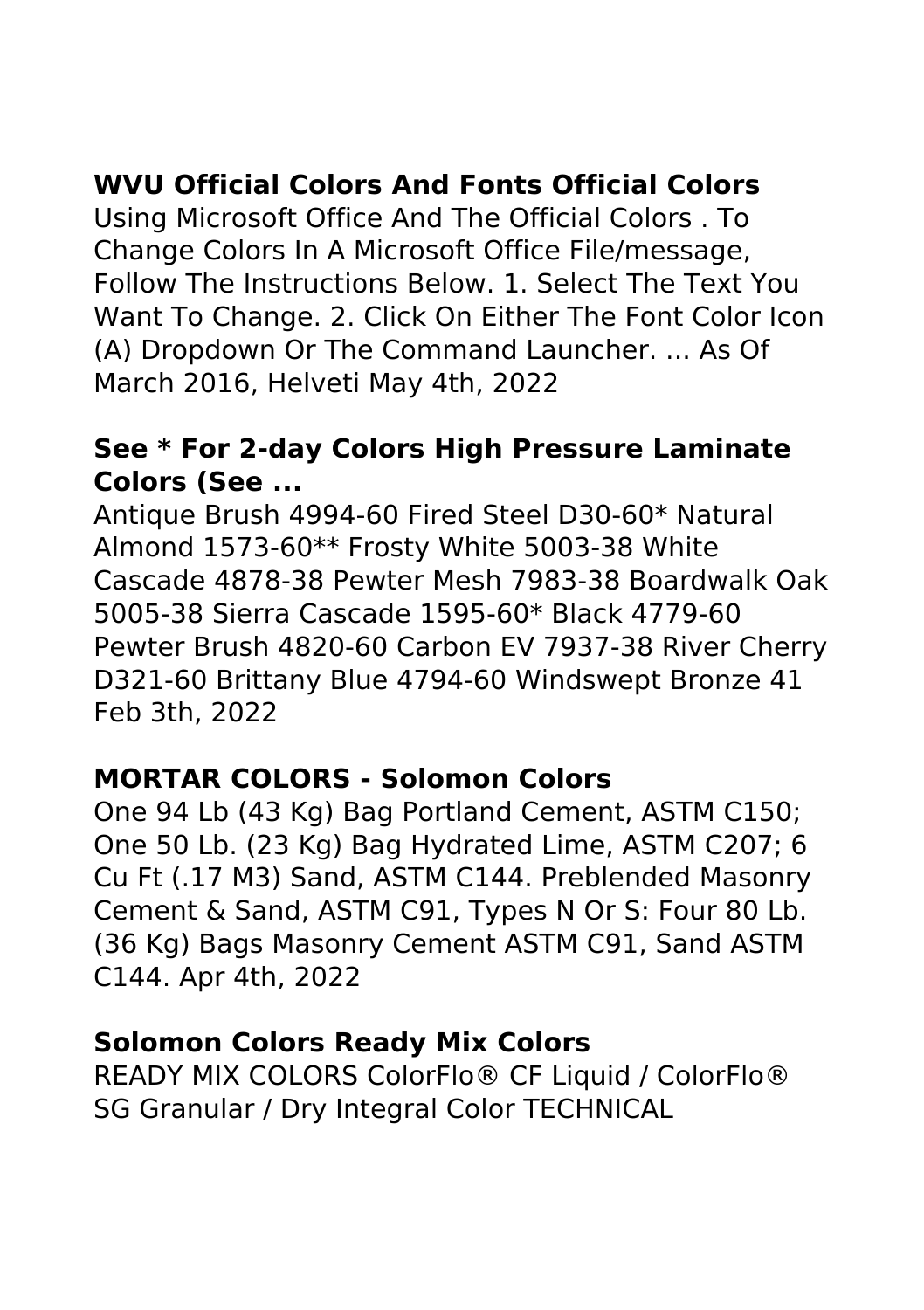### WVU Official Colors And Fonts Official Colors

Using Microsoft Office And The Official Colors . To Change Colors In A Microsoft Office File/message, Follow The Instructions Below. 1. Select The Text You Want To Change. 2. Click On Either The Font Color Icon (A) Dropdown Or The Command Launcher. ... As Of March 2016, Helveti May 4th, 2022

### See * For 2-day Colors High Pressure Laminate Colors (See ...

Antique Brush 4994-60 Fired Steel D30-60* Natural Almond 1573-60** Frosty White 5003-38 White Cascade 4878-38 Pewter Mesh 7983-38 Boardwalk Oak 5005-38 Sierra Cascade 1595-60* Black 4779-60 Pewter Brush 4820-60 Carbon EV 7937-38 River Cherry D321-60 Brittany Blue 4794-60 Windswept Bronze 41 Feb 3th, 2022

### MORTAR COLORS - Solomon Colors

One 94 Lb (43 Kg) Bag Portland Cement, ASTM C150; One 50 Lb. (23 Kg) Bag Hydrated Lime, ASTM C207; 6 Cu Ft (.17 M3) Sand, ASTM C144. Preblended Masonry Cement & Sand, ASTM C91, Types N Or S: Four 80 Lb. (36 Kg) Bags Masonry Cement ASTM C91, Sand ASTM C144. Apr 4th, 2022

### Solomon Colors Ready Mix Colors

READY MIX COLORS ColorFlo® CF Liquid / ColorFlo® SG Granular / Dry Integral Color TECHNICAL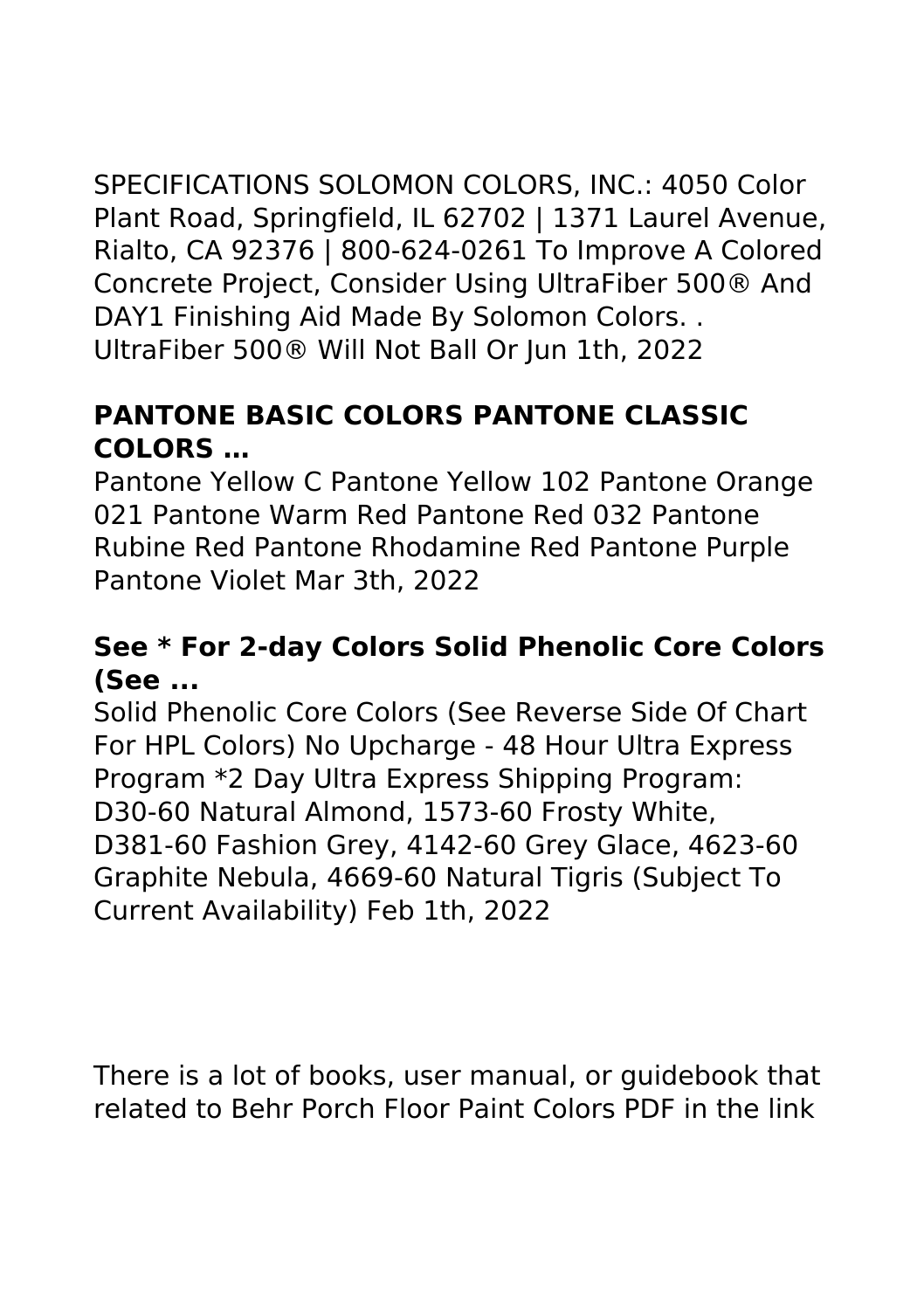SPECIFICATIONS SOLOMON COLORS, INC.: 4050 Color Plant Road, Springfield, IL 62702 | 1371 Laurel Avenue, Rialto, CA 92376 | 800-624-0261 To Improve A Colored Concrete Project, Consider Using UltraFiber 500® And DAY1 Finishing Aid Made By Solomon Colors. . UltraFiber 500® Will Not Ball Or Jun 1th, 2022

### PANTONE BASIC COLORS PANTONE CLASSIC COLORS …

Pantone Yellow C Pantone Yellow 102 Pantone Orange 021 Pantone Warm Red Pantone Red 032 Pantone Rubine Red Pantone Rhodamine Red Pantone Purple Pantone Violet Mar 3th, 2022

### See * For 2-day Colors Solid Phenolic Core Colors (See ...

Solid Phenolic Core Colors (See Reverse Side Of Chart For HPL Colors) No Upcharge - 48 Hour Ultra Express Program *2 Day Ultra Express Shipping Program: D30-60 Natural Almond, 1573-60 Frosty White, D381-60 Fashion Grey, 4142-60 Grey Glace, 4623-60 Graphite Nebula, 4669-60 Natural Tigris (Subject To Current Availability) Feb 1th, 2022

There is a lot of books, user manual, or guidebook that related to Behr Porch Floor Paint Colors PDF in the link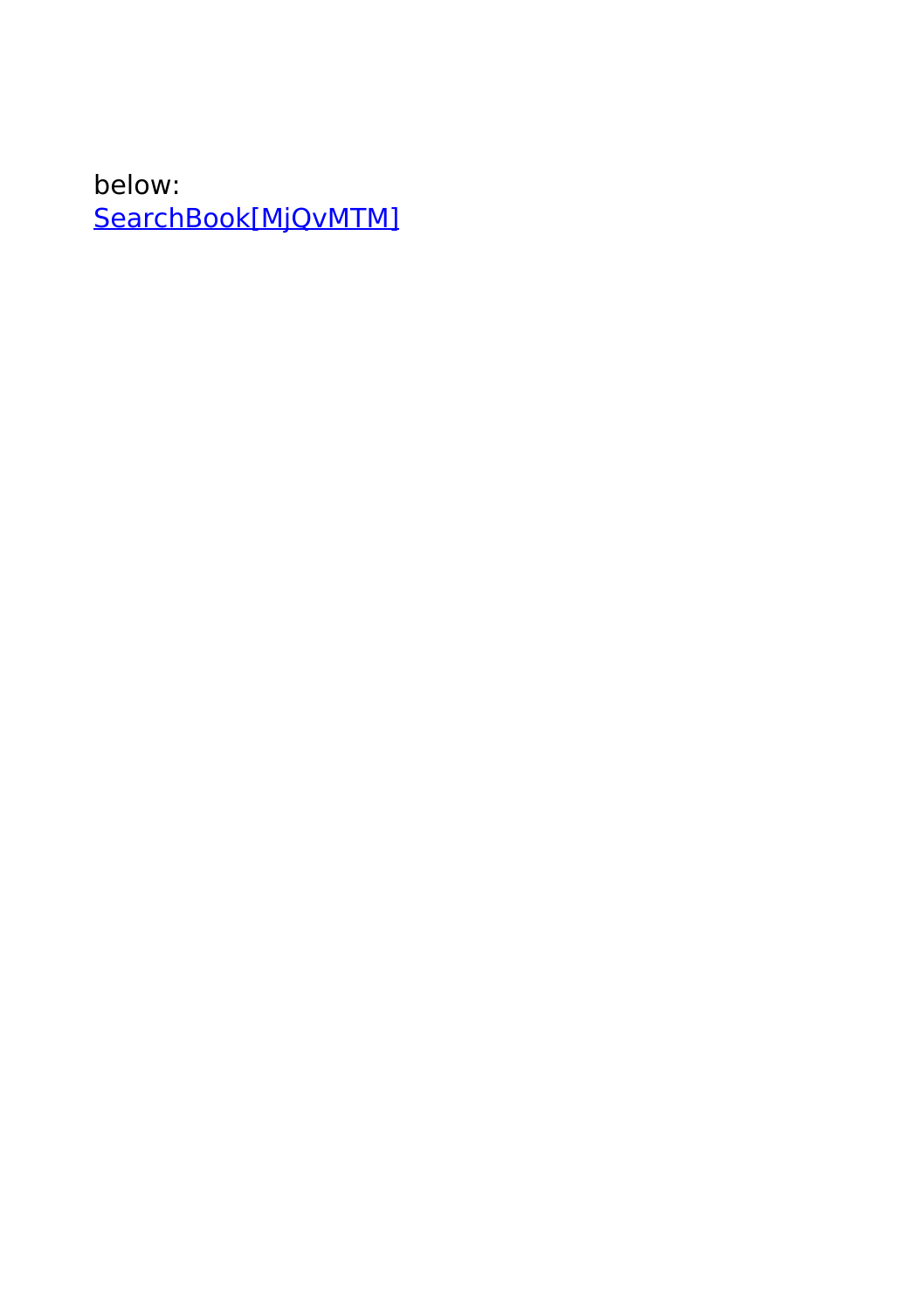below:
SearchBook[MjQvMTM]